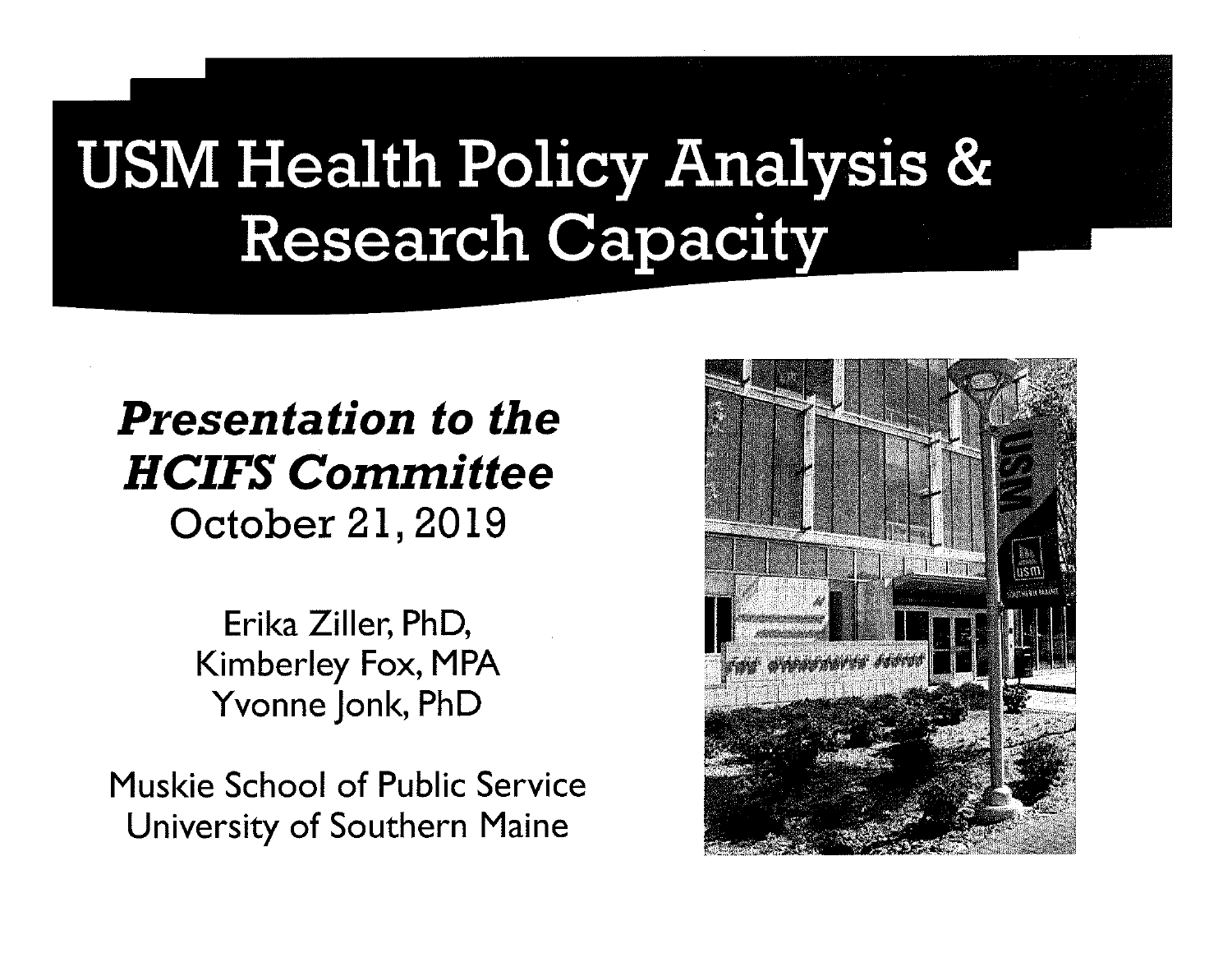# USM Health Policy Analysis & Research Capacity

***Presentation to the HCIFS Committee***

October 21, 2019

Erika Ziller, PhD,
Kimberley Fox, MPA
Yvonne Jonk, PhD

Muskie School of Public Service
University of Southern Maine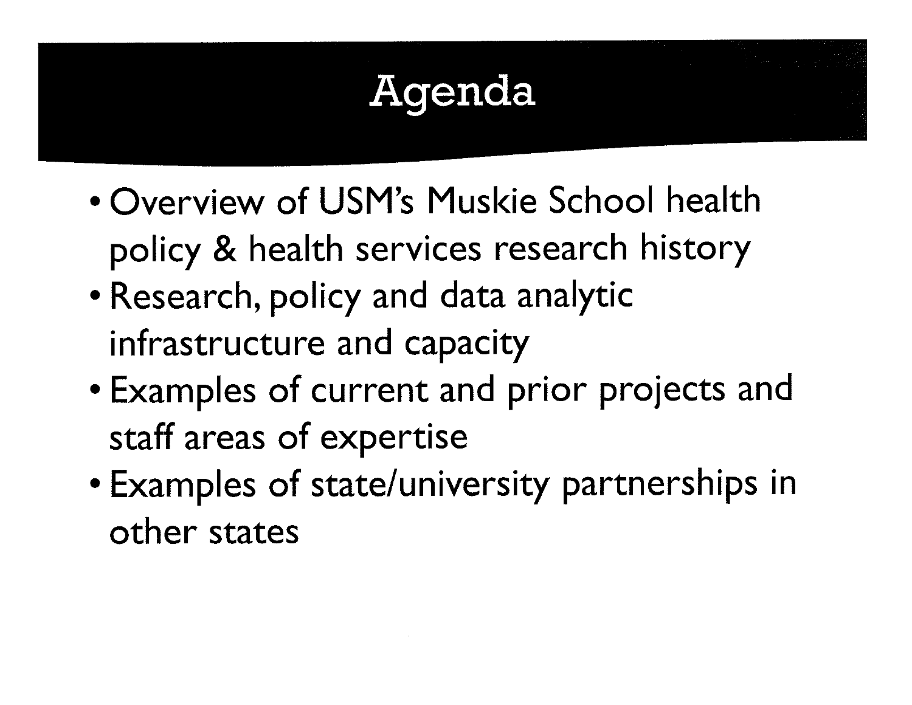# Agenda

- Overview of USM's Muskie School health policy & health services research history
- Research, policy and data analytic infrastructure and capacity
- Examples of current and prior projects and staff areas of expertise
- Examples of state/university partnerships in other states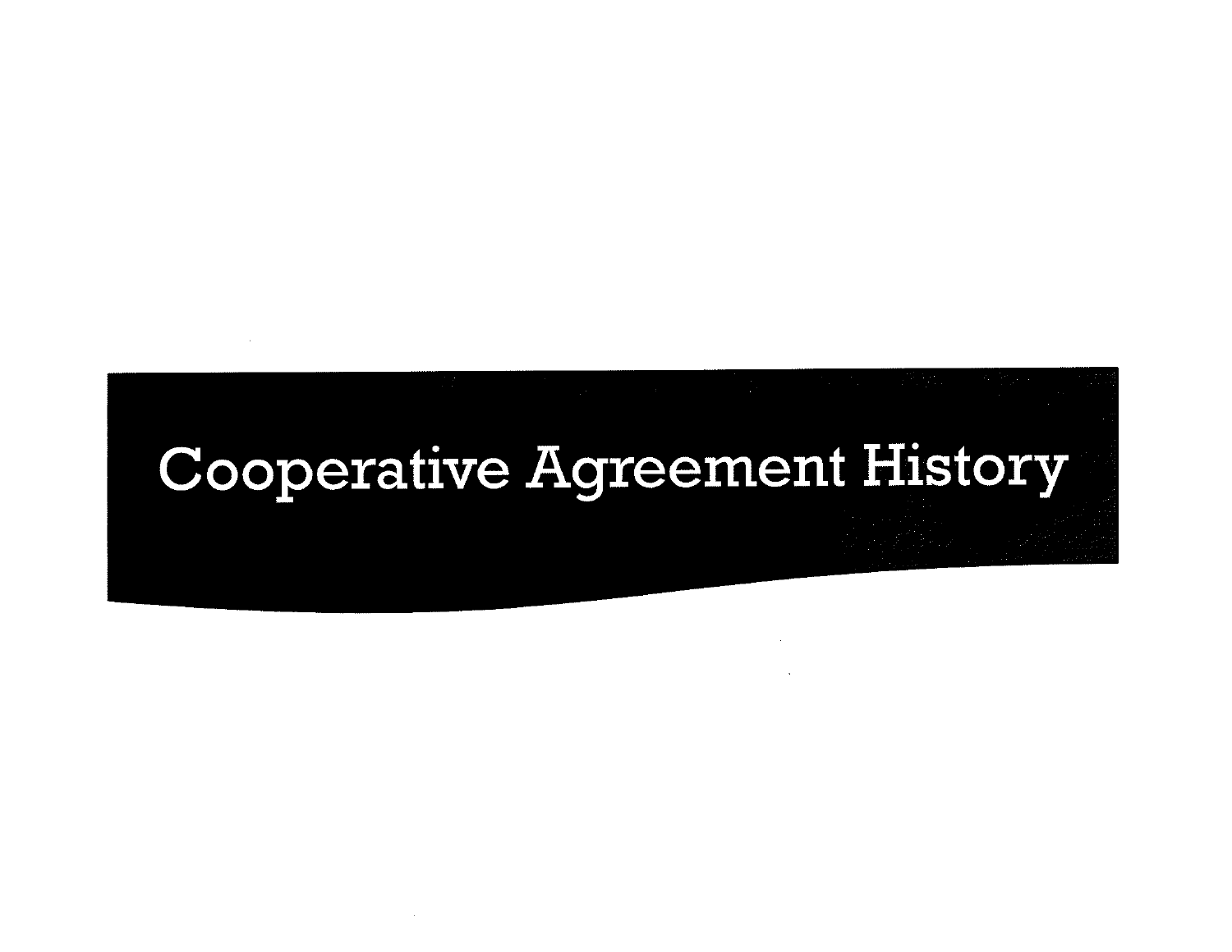# Cooperative Agreement History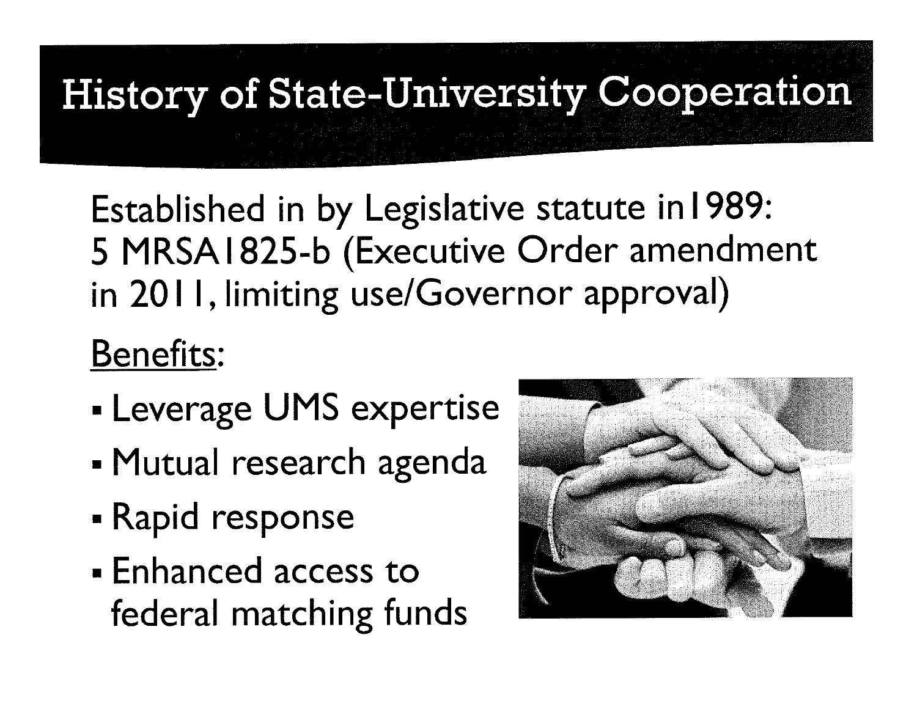# History of State-University Cooperation

Established in by Legislative statute in1989: 5 MRSA1825-b (Executive Order amendment in 2011, limiting use/Governor approval)

<u>Benefits</u>:

- Leverage UMS expertise
- Mutual research agenda
- Rapid response
- Enhanced access to federal matching funds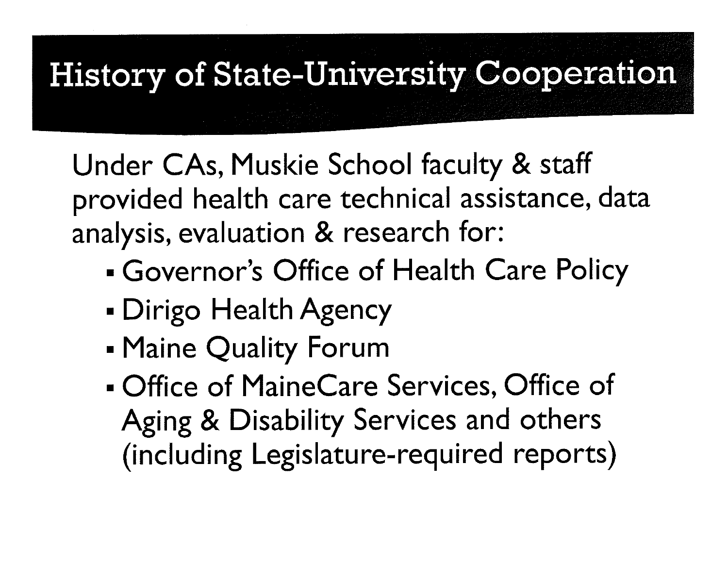# History of State-University Cooperation

Under CAs, Muskie School faculty & staff provided health care technical assistance, data analysis, evaluation & research for:

- Governor's Office of Health Care Policy
- Dirigo Health Agency
- Maine Quality Forum
- Office of MaineCare Services, Office of Aging & Disability Services and others (including Legislature-required reports)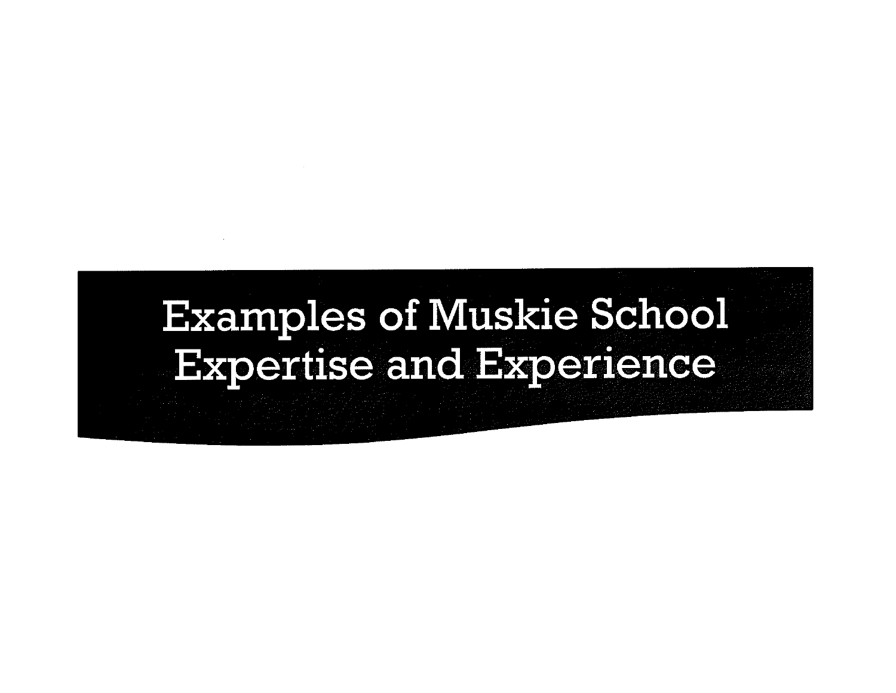# Examples of Muskie School Expertise and Experience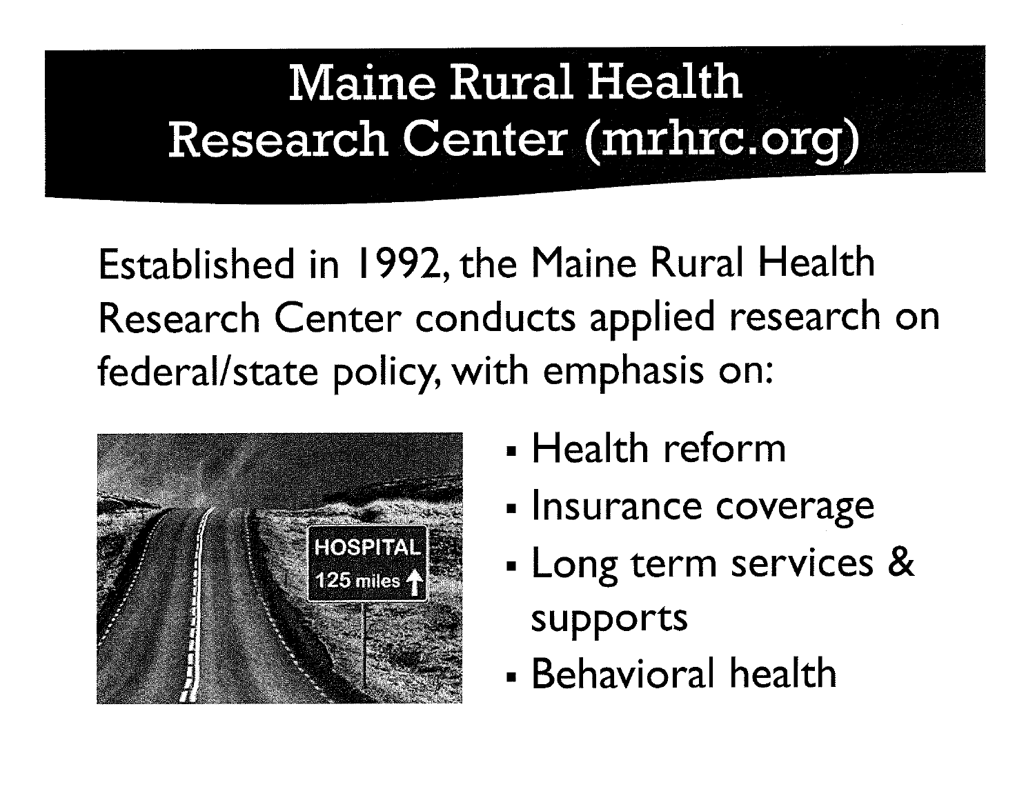# Maine Rural Health Research Center (mrhrc.org)

Established in 1992, the Maine Rural Health Research Center conducts applied research on federal/state policy, with emphasis on:

- Health reform
- Insurance coverage
- Long term services & supports
- Behavioral health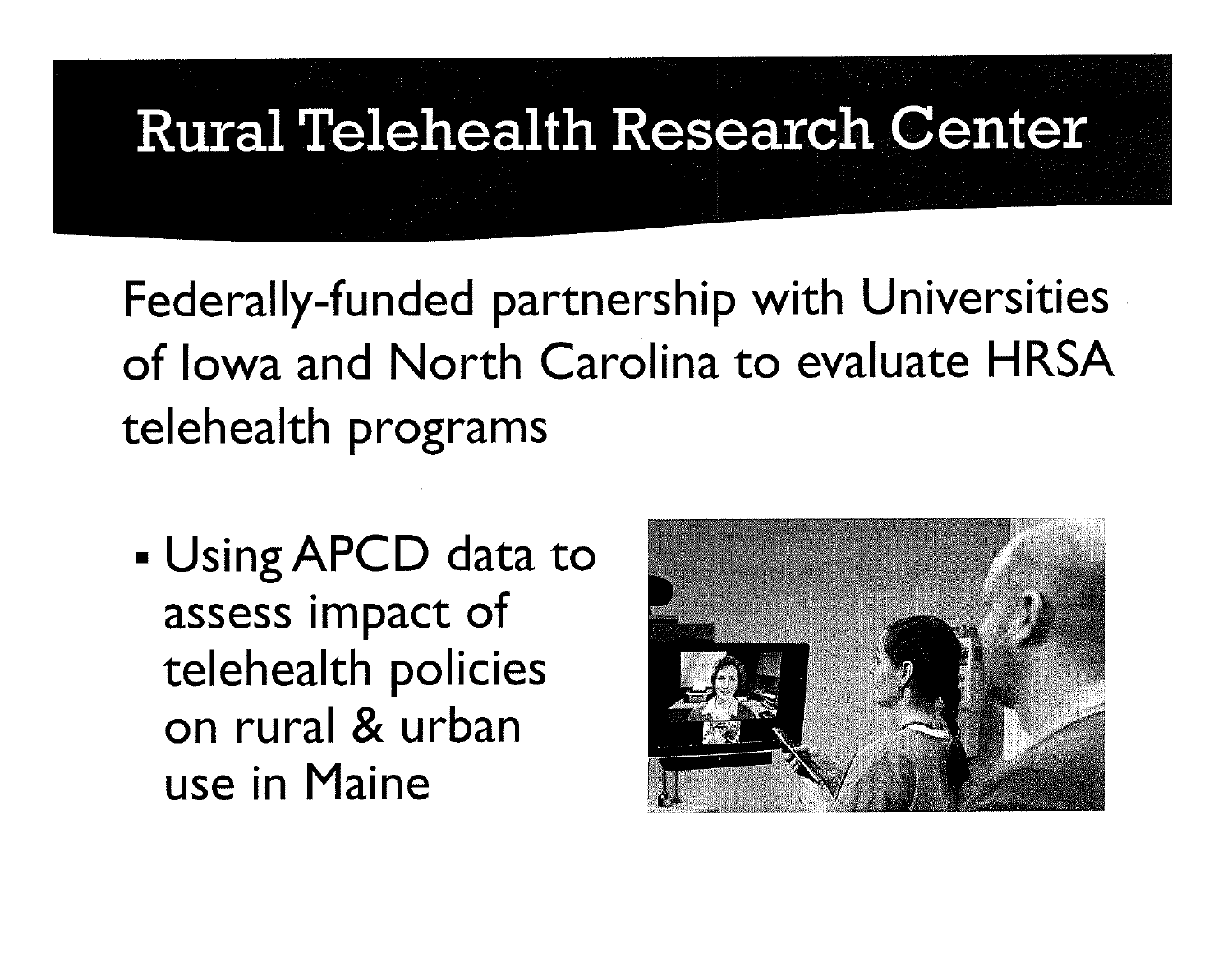# Rural Telehealth Research Center

Federally-funded partnership with Universities of Iowa and North Carolina to evaluate HRSA telehealth programs

- Using APCD data to assess impact of telehealth policies on rural & urban use in Maine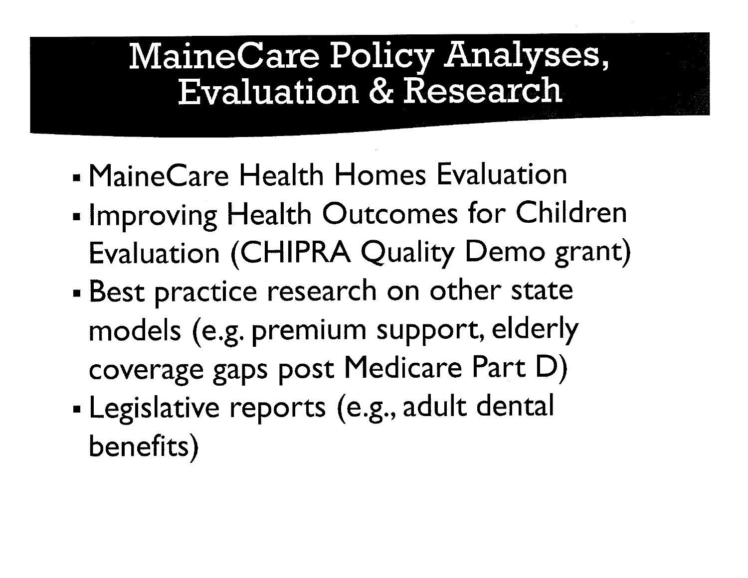# MaineCare Policy Analyses, Evaluation & Research

- MaineCare Health Homes Evaluation
- Improving Health Outcomes for Children Evaluation (CHIPRA Quality Demo grant)
- Best practice research on other state models (e.g. premium support, elderly coverage gaps post Medicare Part D)
- Legislative reports (e.g., adult dental benefits)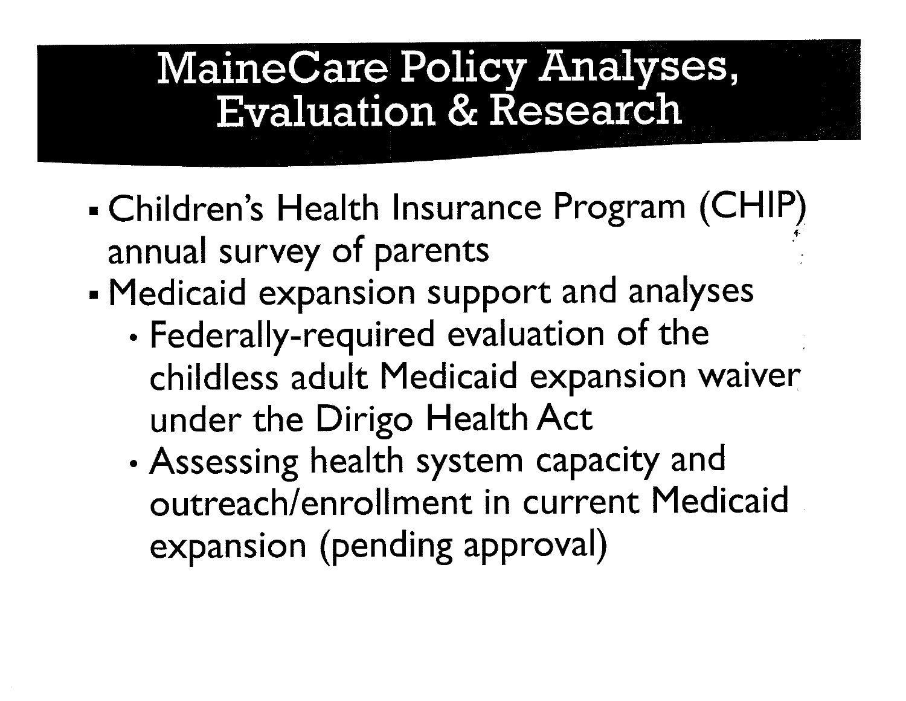# MaineCare Policy Analyses, Evaluation & Research

- Children's Health Insurance Program (CHIP) annual survey of parents
- Medicaid expansion support and analyses
  - Federally-required evaluation of the childless adult Medicaid expansion waiver under the Dirigo Health Act
  - Assessing health system capacity and outreach/enrollment in current Medicaid expansion (pending approval)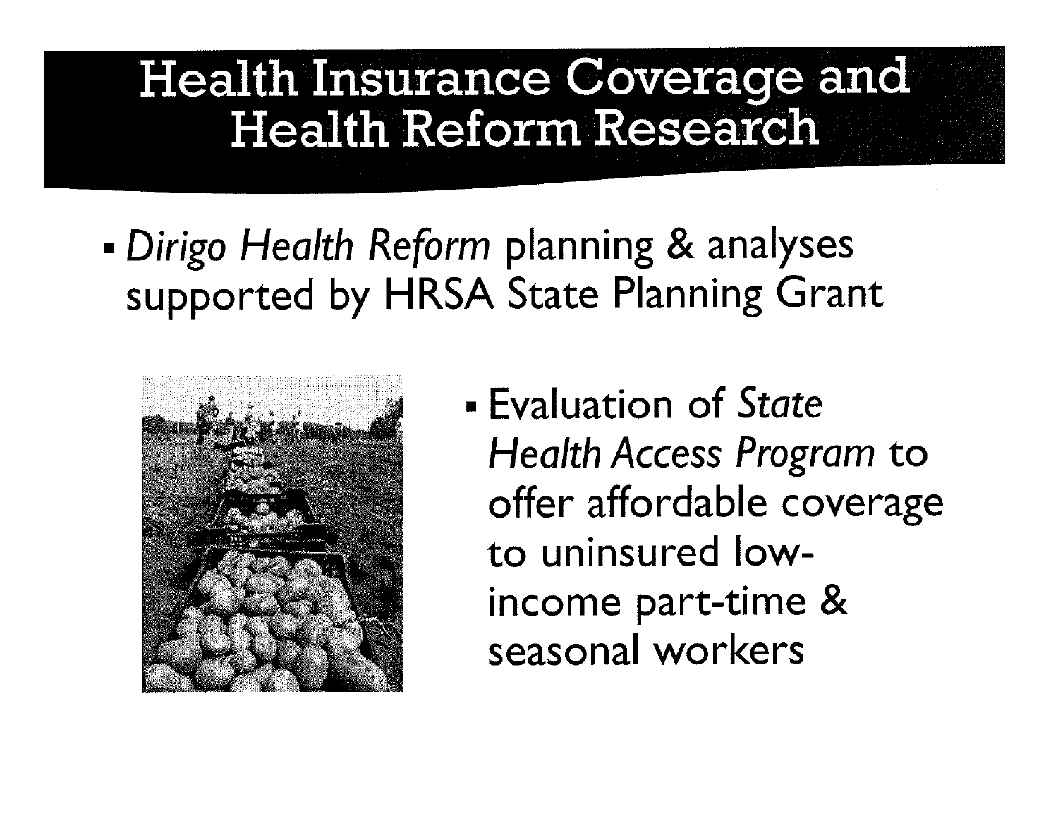# Health Insurance Coverage and Health Reform Research

- *Dirigo Health Reform* planning & analyses supported by HRSA State Planning Grant
- Evaluation of *State Health Access Program* to offer affordable coverage to uninsured low-income part-time & seasonal workers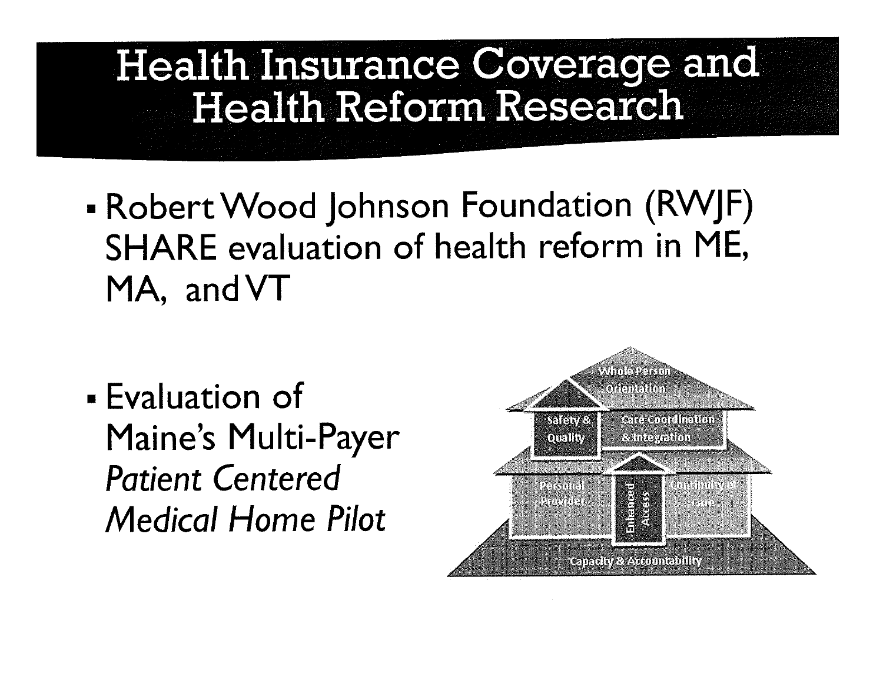# Health Insurance Coverage and Health Reform Research

- Robert Wood Johnson Foundation (RWJF) SHARE evaluation of health reform in ME, MA, and VT

- Evaluation of Maine's Multi-Payer *Patient Centered Medical Home Pilot*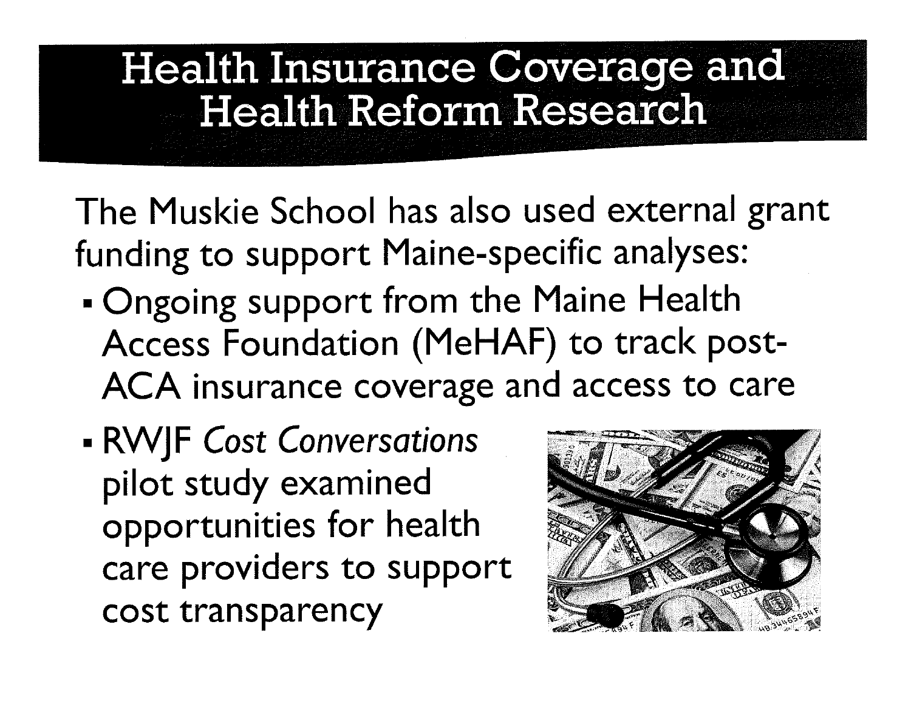# Health Insurance Coverage and Health Reform Research

The Muskie School has also used external grant funding to support Maine-specific analyses:

- Ongoing support from the Maine Health Access Foundation (MeHAF) to track post-ACA insurance coverage and access to care
- RWJF *Cost Conversations* pilot study examined opportunities for health care providers to support cost transparency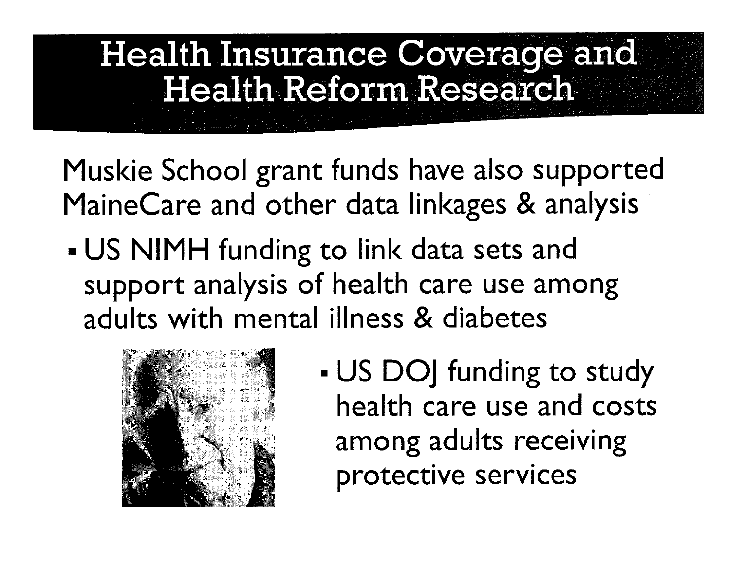# Health Insurance Coverage and Health Reform Research

Muskie School grant funds have also supported MaineCare and other data linkages & analysis

- US NIMH funding to link data sets and support analysis of health care use among adults with mental illness & diabetes
- US DOJ funding to study health care use and costs among adults receiving protective services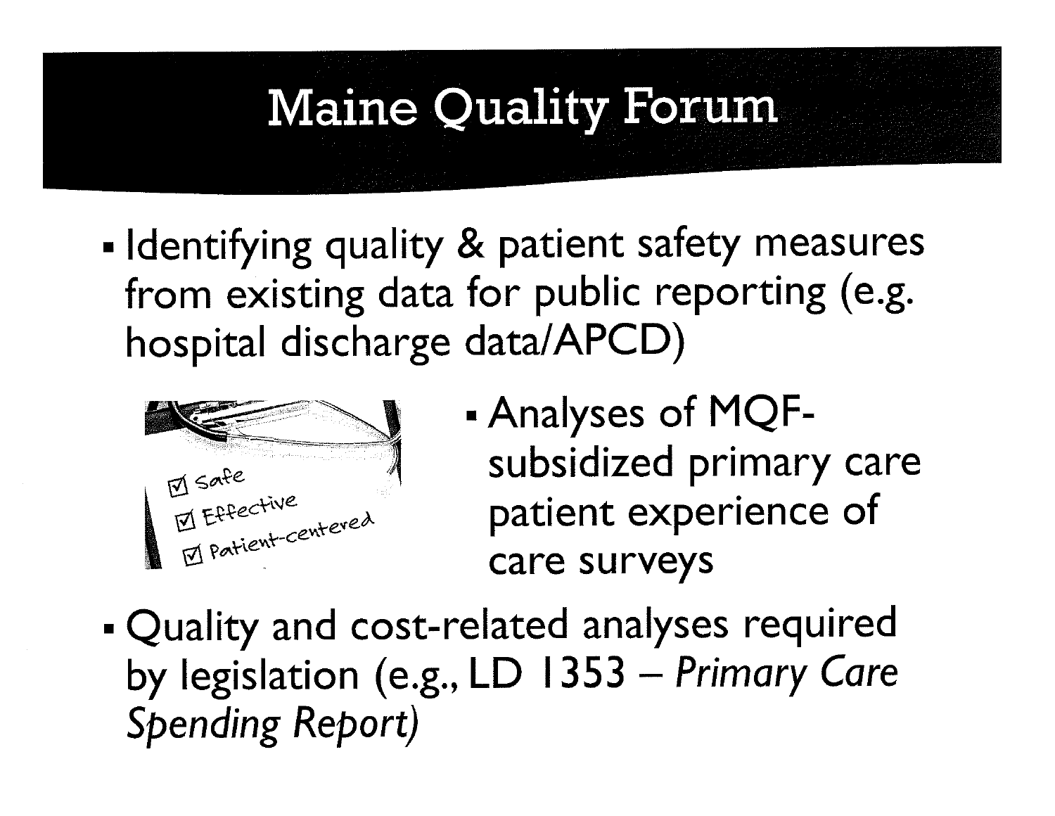# Maine Quality Forum

- Identifying quality & patient safety measures from existing data for public reporting (e.g. hospital discharge data/APCD)
- Analyses of MQF-subsidized primary care patient experience of care surveys
- Quality and cost-related analyses required by legislation (e.g., LD 1353 – *Primary Care Spending Report)*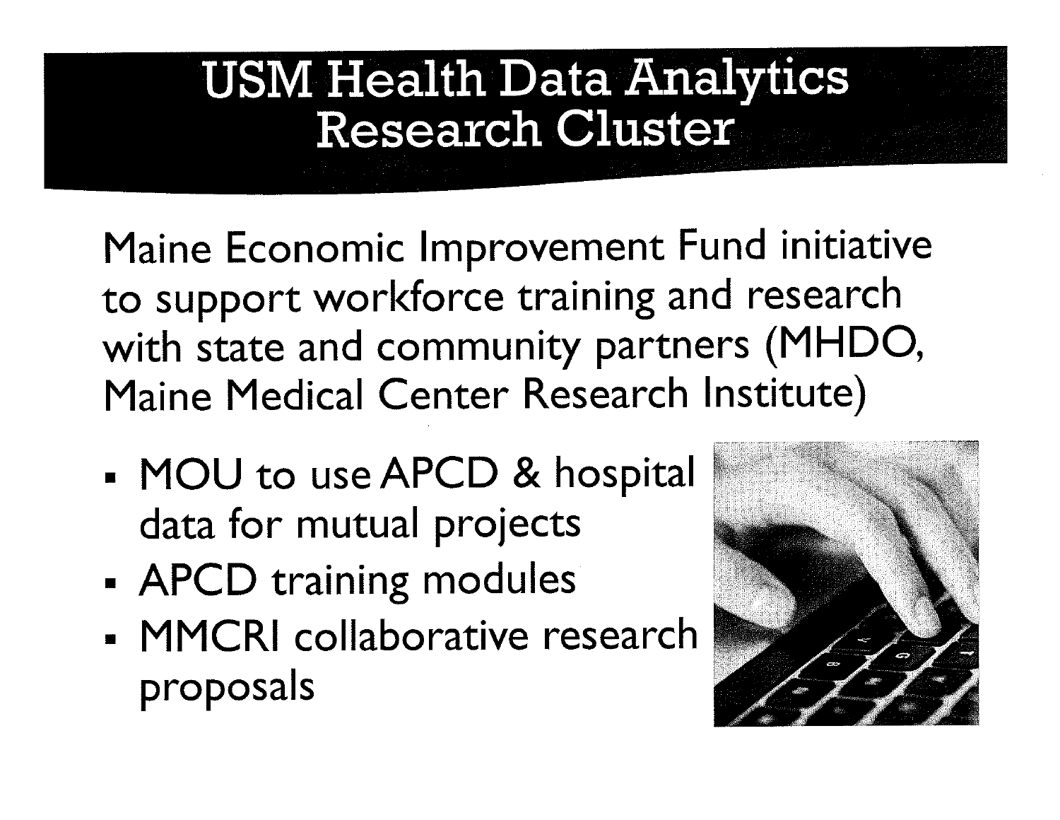# USM Health Data Analytics Research Cluster

Maine Economic Improvement Fund initiative to support workforce training and research with state and community partners (MHDO, Maine Medical Center Research Institute)

- MOU to use APCD & hospital data for mutual projects
- APCD training modules
- MMCRI collaborative research proposals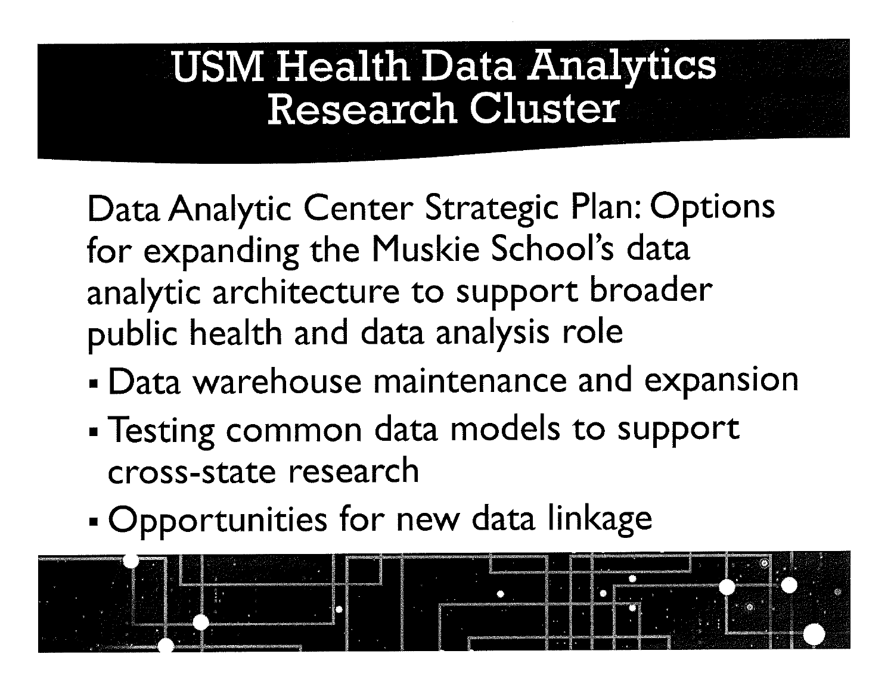# USM Health Data Analytics Research Cluster

Data Analytic Center Strategic Plan: Options for expanding the Muskie School's data analytic architecture to support broader public health and data analysis role

- Data warehouse maintenance and expansion
- Testing common data models to support cross-state research
- Opportunities for new data linkage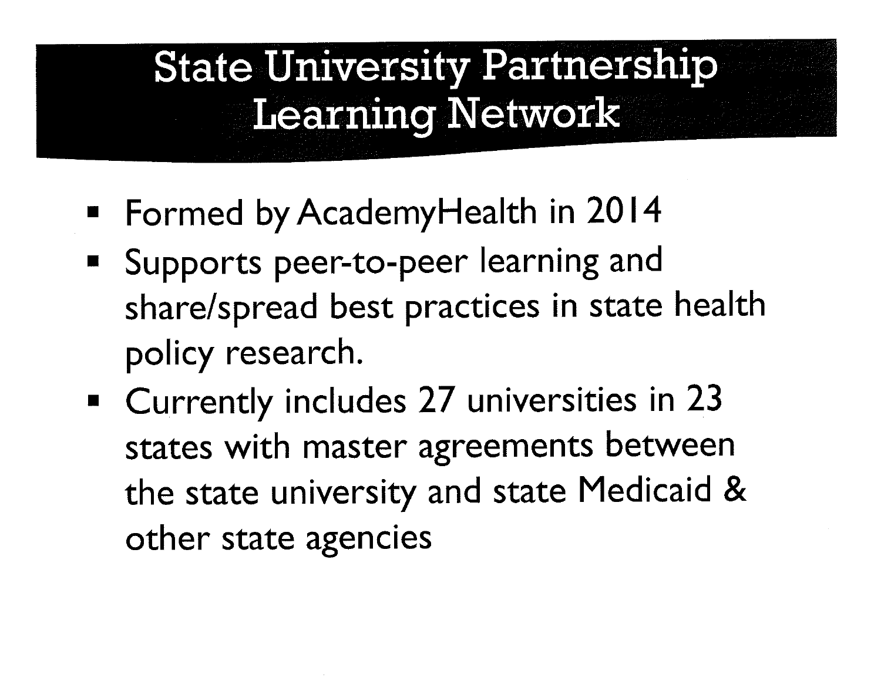# State University Partnership Learning Network

- Formed by AcademyHealth in 2014
- Supports peer-to-peer learning and share/spread best practices in state health policy research.
- Currently includes 27 universities in 23 states with master agreements between the state university and state Medicaid & other state agencies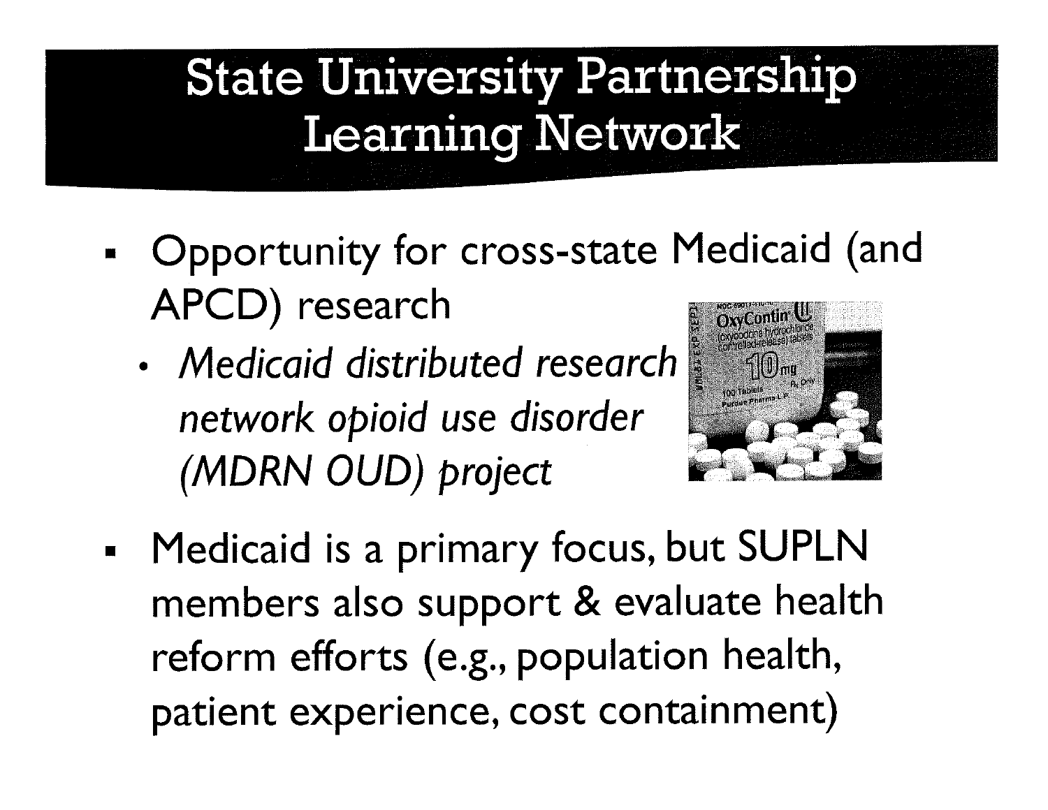# State University Partnership Learning Network

- Opportunity for cross-state Medicaid (and APCD) research
  - *Medicaid distributed research network opioid use disorder (MDRN OUD) project*
- Medicaid is a primary focus, but SUPLN members also support & evaluate health reform efforts (e.g., population health, patient experience, cost containment)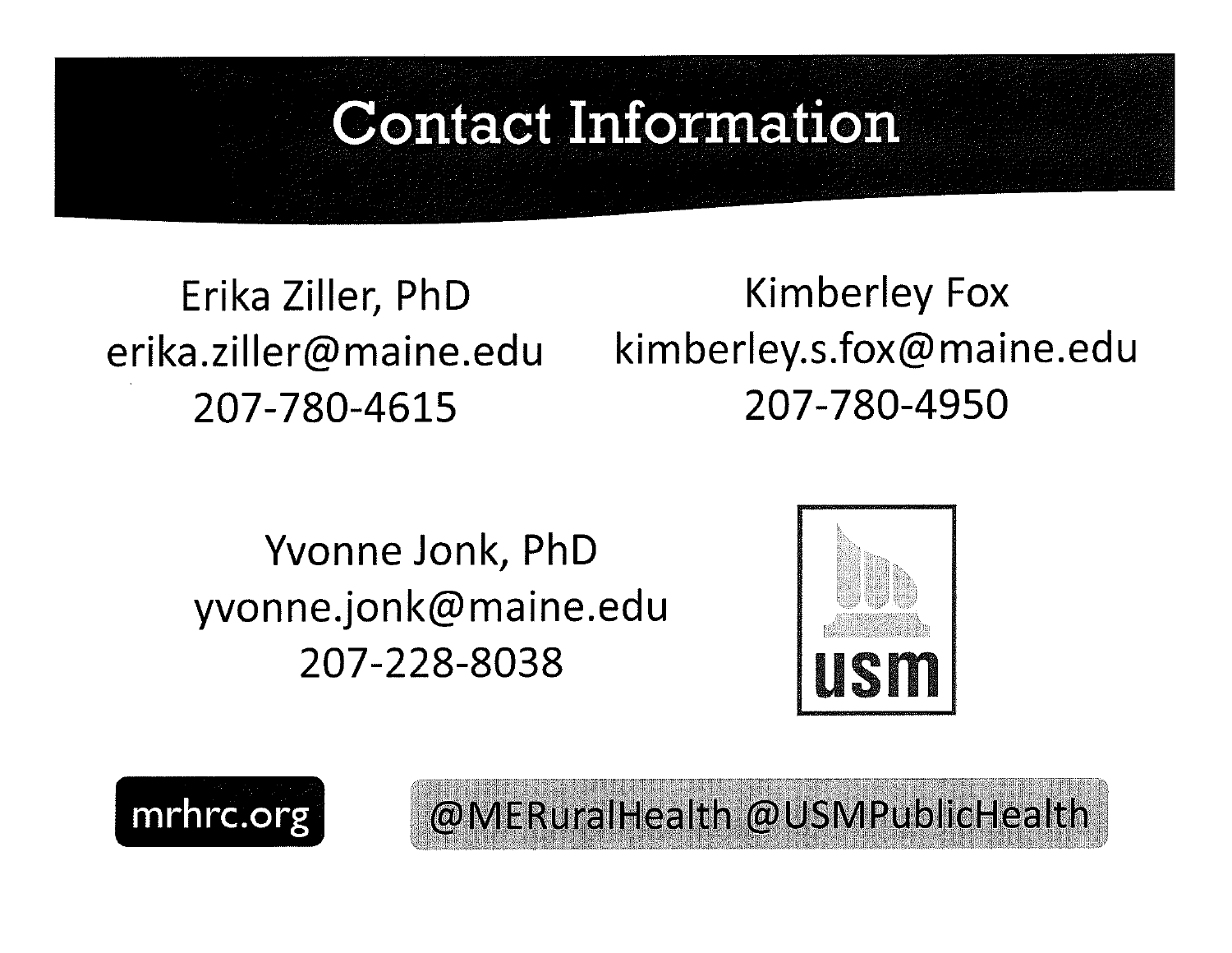# Contact Information

Erika Ziller, PhD
erika.ziller@maine.edu
207-780-4615

Kimberley Fox
kimberley.s.fox@maine.edu
207-780-4950

Yvonne Jonk, PhD
yvonne.jonk@maine.edu
207-228-8038

usm

mrhrc.org

@MERuralHealth @USMPublicHealth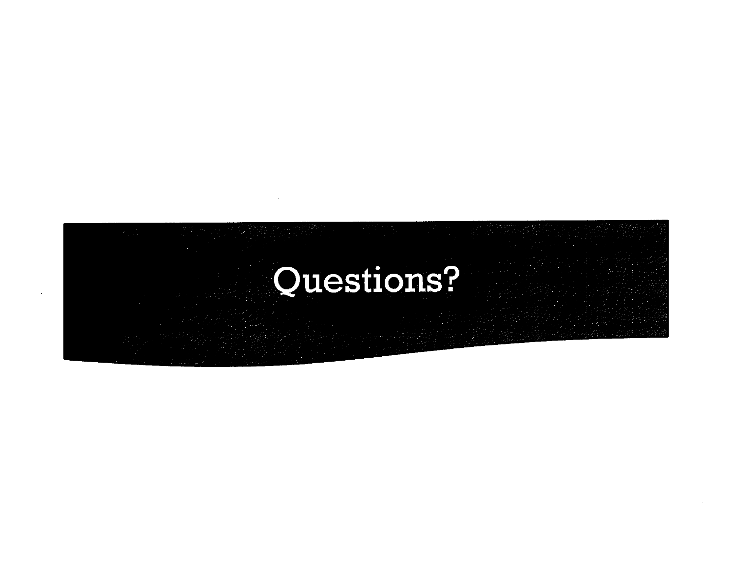# Questions?